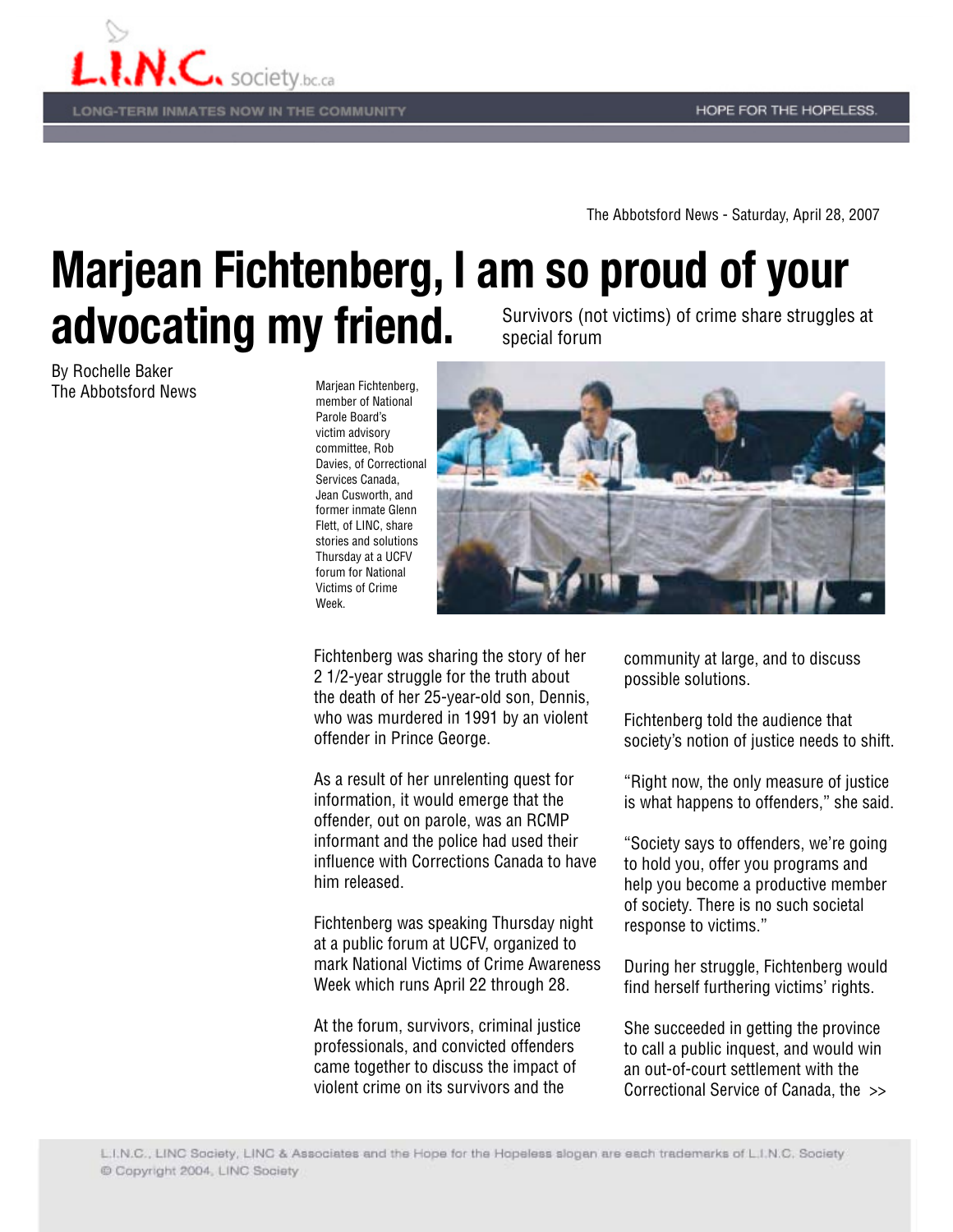The Abbotsford News - Saturday, April 28, 2007

# Marjean Fichtenberg, I am so proud of your advocating my friend.

Survivors (not victims) of crime share struggles at special forum

By Rochelle Baker
The Abbotsford News

Marjean Fichtenberg, member of National Parole Board's victim advisory committee, Rob Davies, of Correctional Services Canada, Jean Cusworth, and former inmate Glenn Flett, of LINC, share stories and solutions Thursday at a UCFV forum for National Victims of Crime Week.

Fichtenberg was sharing the story of her 2 1/2-year struggle for the truth about the death of her 25-year-old son, Dennis, who was murdered in 1991 by an violent offender in Prince George.

As a result of her unrelenting quest for information, it would emerge that the offender, out on parole, was an RCMP informant and the police had used their influence with Corrections Canada to have him released.

Fichtenberg was speaking Thursday night at a public forum at UCFV, organized to mark National Victims of Crime Awareness Week which runs April 22 through 28.

At the forum, survivors, criminal justice professionals, and convicted offenders came together to discuss the impact of violent crime on its survivors and the community at large, and to discuss possible solutions.

Fichtenberg told the audience that society's notion of justice needs to shift.

"Right now, the only measure of justice is what happens to offenders," she said.

"Society says to offenders, we're going to hold you, offer you programs and help you become a productive member of society. There is no such societal response to victims."

During her struggle, Fichtenberg would find herself furthering victims' rights.

She succeeded in getting the province to call a public inquest, and would win an out-of-court settlement with the Correctional Service of Canada, the >>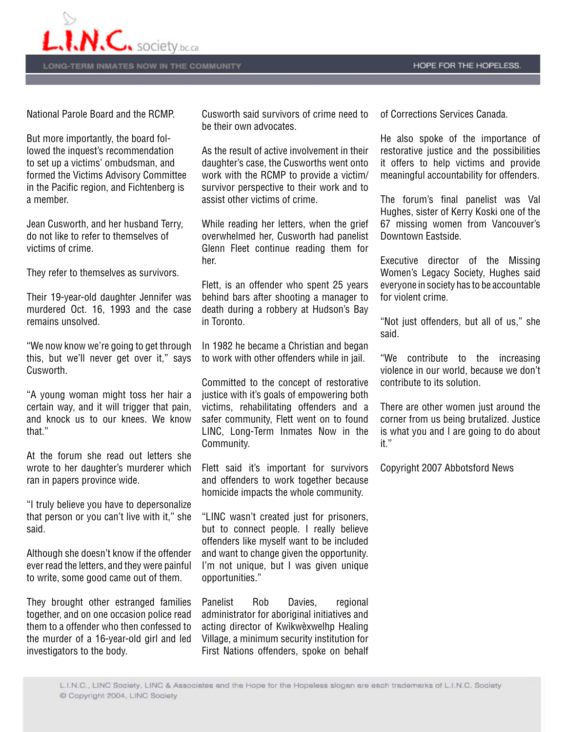National Parole Board and the RCMP.

But more importantly, the board followed the inquest's recommendation to set up a victims' ombudsman, and formed the Victims Advisory Committee in the Pacific region, and Fichtenberg is a member.

Jean Cusworth, and her husband Terry, do not like to refer to themselves of victims of crime.

They refer to themselves as survivors.

Their 19-year-old daughter Jennifer was murdered Oct. 16, 1993 and the case remains unsolved.

"We now know we're going to get through this, but we'll never get over it," says Cusworth.

"A young woman might toss her hair a certain way, and it will trigger that pain, and knock us to our knees. We know that."

At the forum she read out letters she wrote to her daughter's murderer which ran in papers province wide.

"I truly believe you have to depersonalize that person or you can't live with it," she said.

Although she doesn't know if the offender ever read the letters, and they were painful to write, some good came out of them.

They brought other estranged families together, and on one occasion police read them to a offender who then confessed to the murder of a 16-year-old girl and led investigators to the body.

Cusworth said survivors of crime need to be their own advocates.

As the result of active involvement in their daughter's case, the Cusworths went onto work with the RCMP to provide a victim/survivor perspective to their work and to assist other victims of crime.

While reading her letters, when the grief overwhelmed her, Cusworth had panelist Glenn Fleet continue reading them for her.

Flett, is an offender who spent 25 years behind bars after shooting a manager to death during a robbery at Hudson's Bay in Toronto.

In 1982 he became a Christian and began to work with other offenders while in jail.

Committed to the concept of restorative justice with it's goals of empowering both victims, rehabilitating offenders and a safer community, Flett went on to found LINC, Long-Term Inmates Now in the Community.

Flett said it's important for survivors and offenders to work together because homicide impacts the whole community.

"LINC wasn't created just for prisoners, but to connect people. I really believe offenders like myself want to be included and want to change given the opportunity. I'm not unique, but I was given unique opportunities."

Panelist Rob Davies, regional administrator for aboriginal initiatives and acting director of Kwìkwèxwelhp Healing Village, a minimum security institution for First Nations offenders, spoke on behalf of Corrections Services Canada.

He also spoke of the importance of restorative justice and the possibilities it offers to help victims and provide meaningful accountability for offenders.

The forum's final panelist was Val Hughes, sister of Kerry Koski one of the 67 missing women from Vancouver's Downtown Eastside.

Executive director of the Missing Women's Legacy Society, Hughes said everyone in society has to be accountable for violent crime.

"Not just offenders, but all of us," she said.

"We contribute to the increasing violence in our world, because we don't contribute to its solution.

There are other women just around the corner from us being brutalized. Justice is what you and I are going to do about it."

Copyright 2007 Abbotsford News